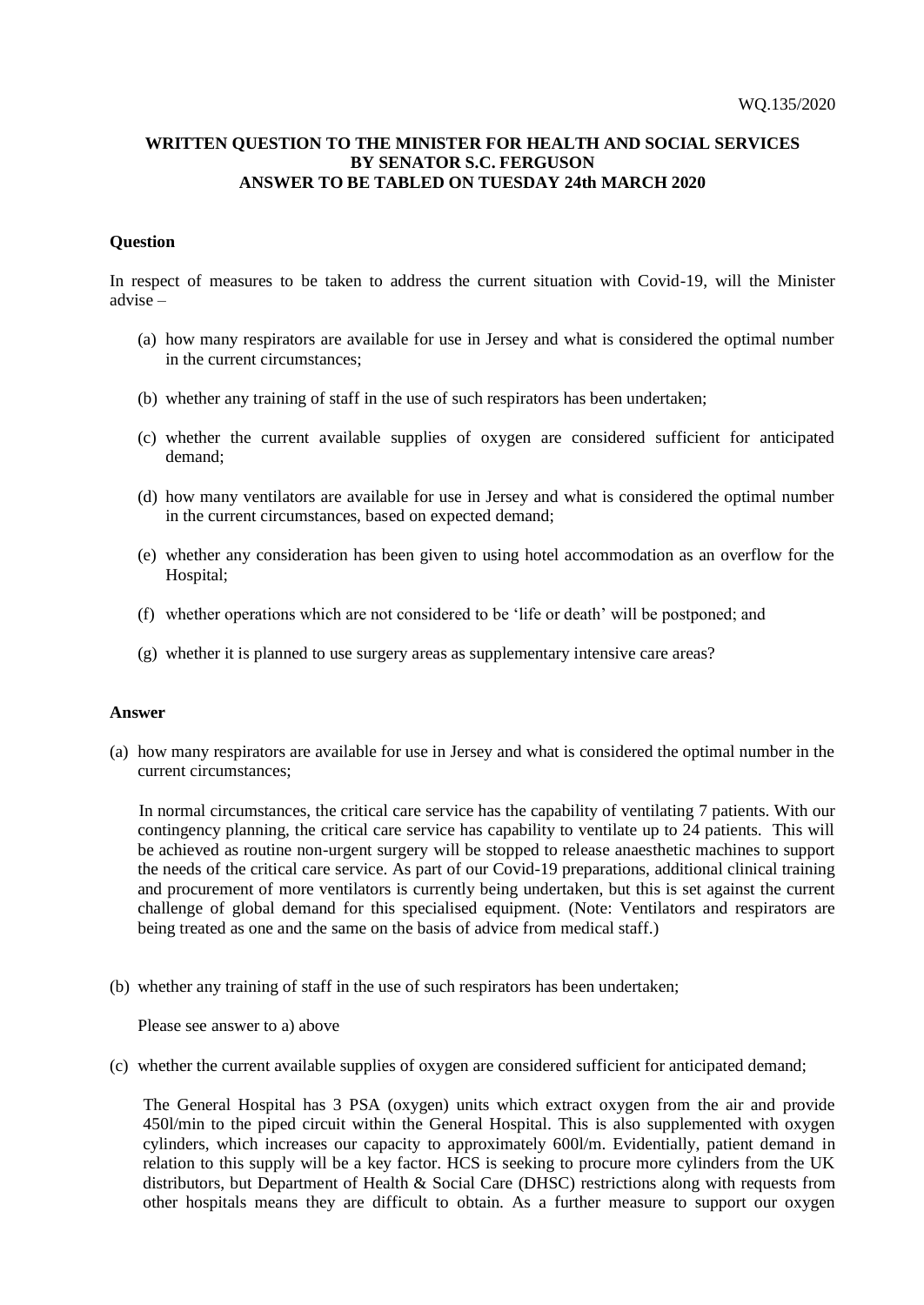WQ.135/2020

**WRITTEN QUESTION TO THE MINISTER FOR HEALTH AND SOCIAL SERVICES BY SENATOR S.C. FERGUSON ANSWER TO BE TABLED ON TUESDAY 24th MARCH 2020**

**Question**

In respect of measures to be taken to address the current situation with Covid-19, will the Minister advise –

(a) how many respirators are available for use in Jersey and what is considered the optimal number in the current circumstances;

(b) whether any training of staff in the use of such respirators has been undertaken;

(c) whether the current available supplies of oxygen are considered sufficient for anticipated demand;

(d) how many ventilators are available for use in Jersey and what is considered the optimal number in the current circumstances, based on expected demand;

(e) whether any consideration has been given to using hotel accommodation as an overflow for the Hospital;

(f) whether operations which are not considered to be 'life or death' will be postponed; and

(g) whether it is planned to use surgery areas as supplementary intensive care areas?

**Answer**

(a) how many respirators are available for use in Jersey and what is considered the optimal number in the current circumstances;

In normal circumstances, the critical care service has the capability of ventilating 7 patients. With our contingency planning, the critical care service has capability to ventilate up to 24 patients. This will be achieved as routine non-urgent surgery will be stopped to release anaesthetic machines to support the needs of the critical care service. As part of our Covid-19 preparations, additional clinical training and procurement of more ventilators is currently being undertaken, but this is set against the current challenge of global demand for this specialised equipment. (Note: Ventilators and respirators are being treated as one and the same on the basis of advice from medical staff.)

(b) whether any training of staff in the use of such respirators has been undertaken;

Please see answer to a) above

(c) whether the current available supplies of oxygen are considered sufficient for anticipated demand;

The General Hospital has 3 PSA (oxygen) units which extract oxygen from the air and provide 450l/min to the piped circuit within the General Hospital. This is also supplemented with oxygen cylinders, which increases our capacity to approximately 600l/m. Evidentially, patient demand in relation to this supply will be a key factor. HCS is seeking to procure more cylinders from the UK distributors, but Department of Health & Social Care (DHSC) restrictions along with requests from other hospitals means they are difficult to obtain. As a further measure to support our oxygen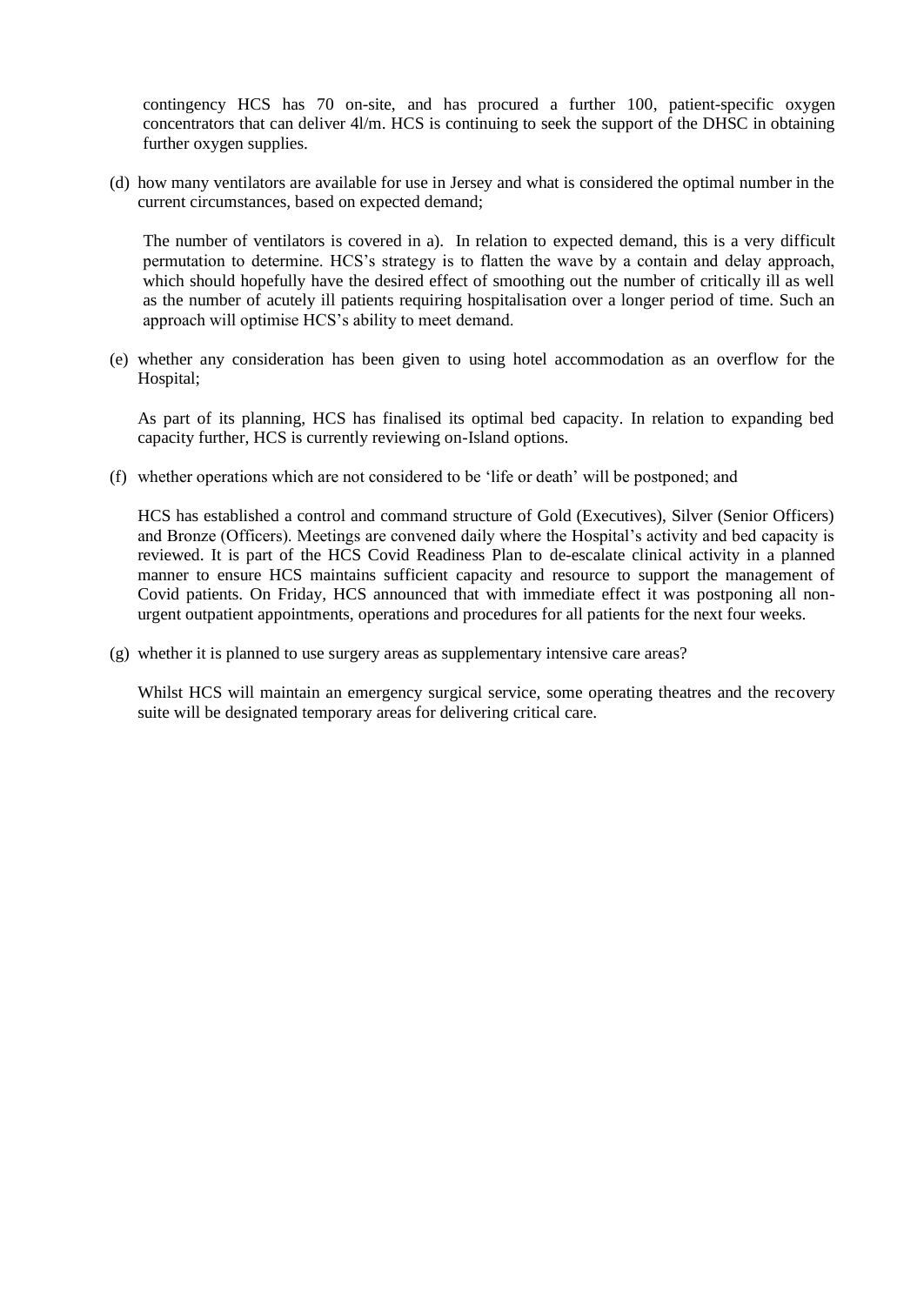contingency HCS has 70 on-site, and has procured a further 100, patient-specific oxygen concentrators that can deliver 4l/m. HCS is continuing to seek the support of the DHSC in obtaining further oxygen supplies.

(d) how many ventilators are available for use in Jersey and what is considered the optimal number in the current circumstances, based on expected demand;

The number of ventilators is covered in a). In relation to expected demand, this is a very difficult permutation to determine. HCS's strategy is to flatten the wave by a contain and delay approach, which should hopefully have the desired effect of smoothing out the number of critically ill as well as the number of acutely ill patients requiring hospitalisation over a longer period of time. Such an approach will optimise HCS's ability to meet demand.

(e) whether any consideration has been given to using hotel accommodation as an overflow for the Hospital;

As part of its planning, HCS has finalised its optimal bed capacity. In relation to expanding bed capacity further, HCS is currently reviewing on-Island options.

(f) whether operations which are not considered to be 'life or death' will be postponed; and

HCS has established a control and command structure of Gold (Executives), Silver (Senior Officers) and Bronze (Officers). Meetings are convened daily where the Hospital's activity and bed capacity is reviewed. It is part of the HCS Covid Readiness Plan to de-escalate clinical activity in a planned manner to ensure HCS maintains sufficient capacity and resource to support the management of Covid patients. On Friday, HCS announced that with immediate effect it was postponing all non-urgent outpatient appointments, operations and procedures for all patients for the next four weeks.

(g) whether it is planned to use surgery areas as supplementary intensive care areas?

Whilst HCS will maintain an emergency surgical service, some operating theatres and the recovery suite will be designated temporary areas for delivering critical care.